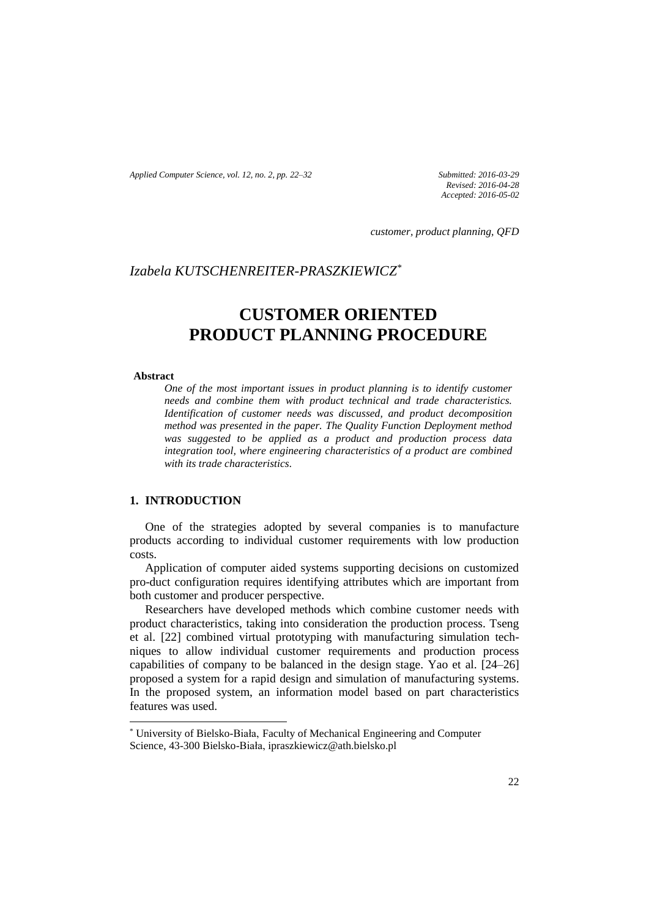*customer, product planning, QFD*

*Izabela KUTSCHENREITER-PRASZKIEWICZ*[*]

# CUSTOMER ORIENTED PRODUCT PLANNING PROCEDURE

**Abstract**

*One of the most important issues in product planning is to identify customer needs and combine them with product technical and trade characteristics. Identification of customer needs was discussed, and product decomposition method was presented in the paper. The Quality Function Deployment method was suggested to be applied as a product and production process data integration tool, where engineering characteristics of a product are combined with its trade characteristics.*

## 1. INTRODUCTION

One of the strategies adopted by several companies is to manufacture products according to individual customer requirements with low production costs.

Application of computer aided systems supporting decisions on customized pro-duct configuration requires identifying attributes which are important from both customer and producer perspective.

Researchers have developed methods which combine customer needs with product characteristics, taking into consideration the production process. Tseng et al. [22] combined virtual prototyping with manufacturing simulation techniques to allow individual customer requirements and production process capabilities of company to be balanced in the design stage. Yao et al. [24–26] proposed a system for a rapid design and simulation of manufacturing systems. In the proposed system, an information model based on part characteristics features was used.

[*] University of Bielsko-Biała, Faculty of Mechanical Engineering and Computer Science, 43-300 Bielsko-Biała, ipraszkiewicz@ath.bielsko.pl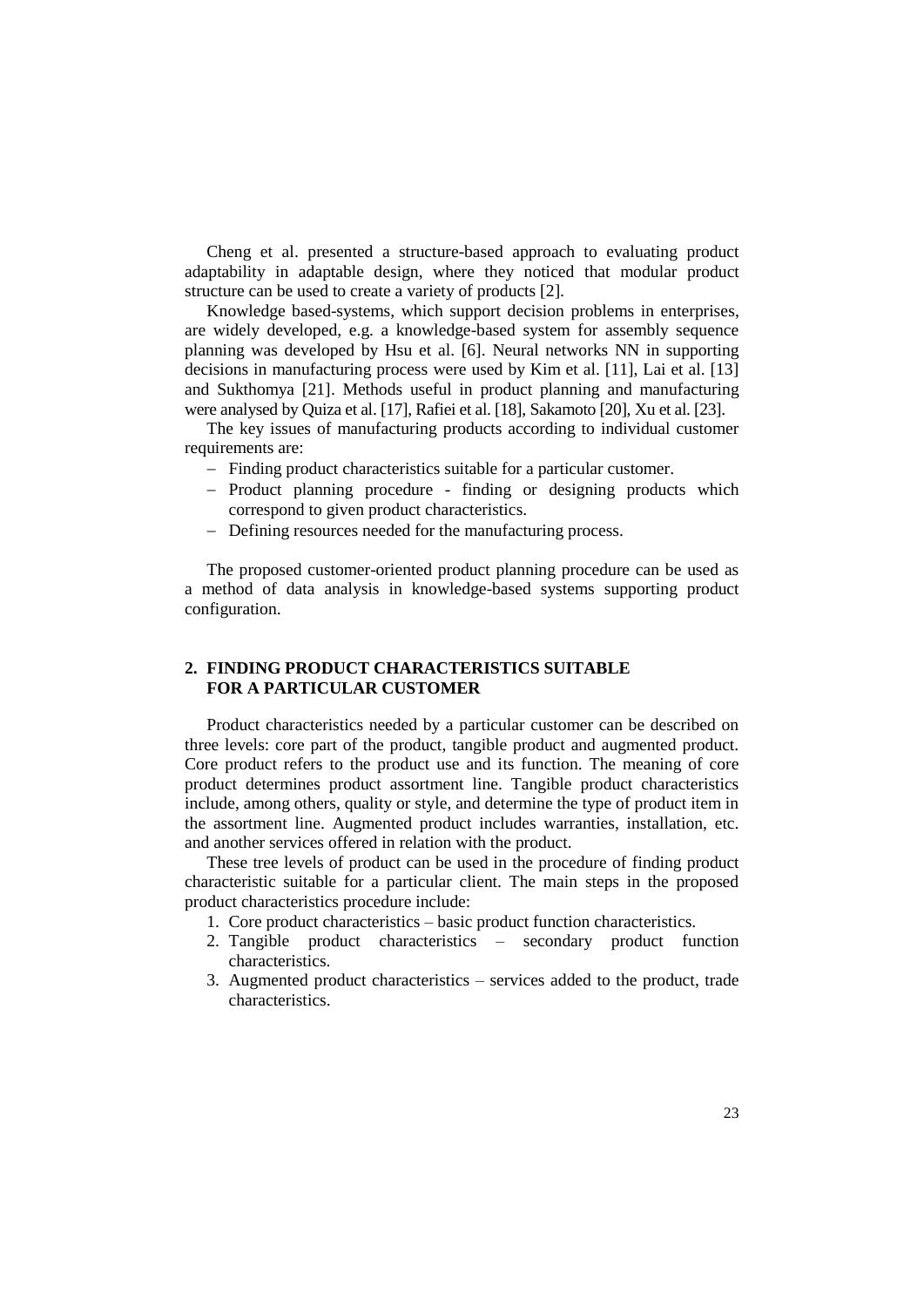Cheng et al. presented a structure-based approach to evaluating product adaptability in adaptable design, where they noticed that modular product structure can be used to create a variety of products [2].

Knowledge based-systems, which support decision problems in enterprises, are widely developed, e.g. a knowledge-based system for assembly sequence planning was developed by Hsu et al. [6]. Neural networks NN in supporting decisions in manufacturing process were used by Kim et al. [11], Lai et al. [13] and Sukthomya [21]. Methods useful in product planning and manufacturing were analysed by Quiza et al. [17], Rafiei et al. [18], Sakamoto [20], Xu et al. [23].

The key issues of manufacturing products according to individual customer requirements are:

- Finding product characteristics suitable for a particular customer.
- Product planning procedure - finding or designing products which correspond to given product characteristics.
- Defining resources needed for the manufacturing process.

The proposed customer-oriented product planning procedure can be used as a method of data analysis in knowledge-based systems supporting product configuration.

## 2. FINDING PRODUCT CHARACTERISTICS SUITABLE FOR A PARTICULAR CUSTOMER

Product characteristics needed by a particular customer can be described on three levels: core part of the product, tangible product and augmented product. Core product refers to the product use and its function. The meaning of core product determines product assortment line. Tangible product characteristics include, among others, quality or style, and determine the type of product item in the assortment line. Augmented product includes warranties, installation, etc. and another services offered in relation with the product.

These tree levels of product can be used in the procedure of finding product characteristic suitable for a particular client. The main steps in the proposed product characteristics procedure include:

1. Core product characteristics – basic product function characteristics.
2. Tangible product characteristics – secondary product function characteristics.
3. Augmented product characteristics – services added to the product, trade characteristics.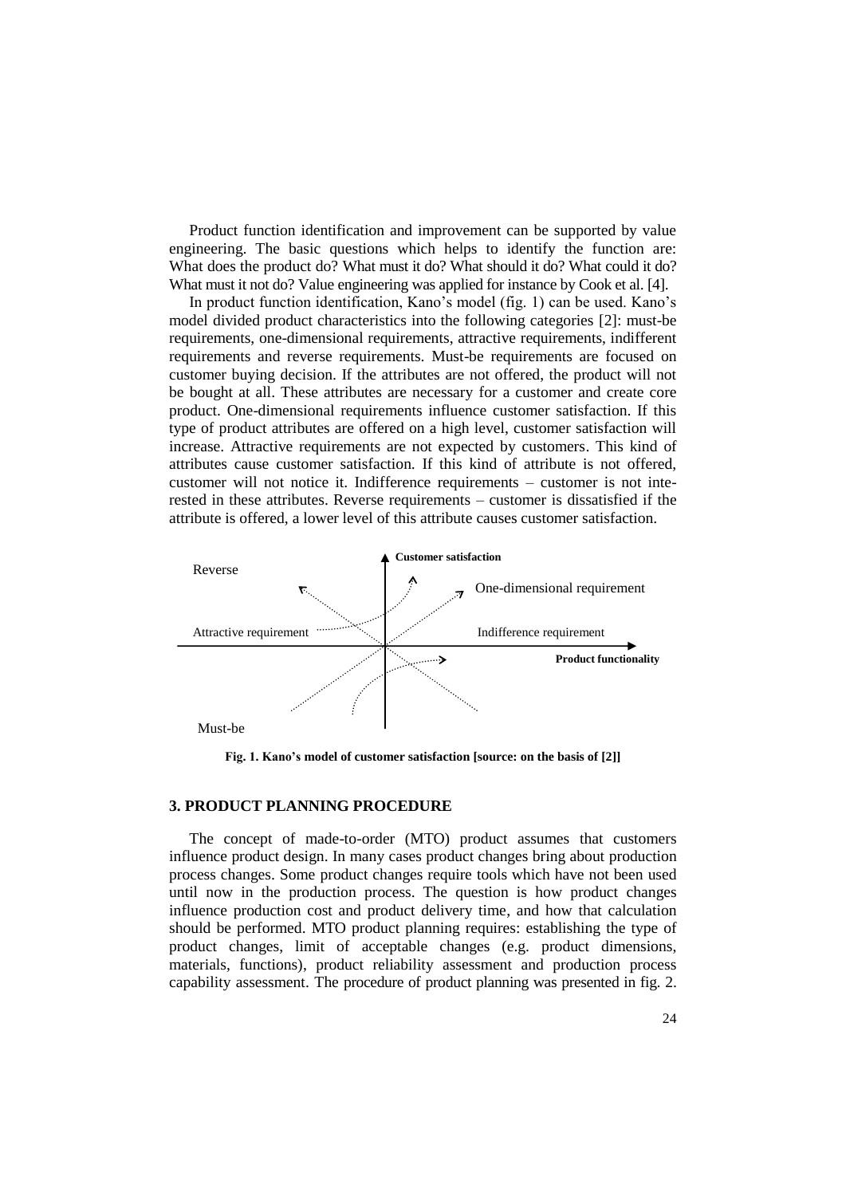Product function identification and improvement can be supported by value engineering. The basic questions which helps to identify the function are: What does the product do? What must it do? What should it do? What could it do? What must it not do? Value engineering was applied for instance by Cook et al. [4].

In product function identification, Kano's model (fig. 1) can be used. Kano's model divided product characteristics into the following categories [2]: must-be requirements, one-dimensional requirements, attractive requirements, indifferent requirements and reverse requirements. Must-be requirements are focused on customer buying decision. If the attributes are not offered, the product will not be bought at all. These attributes are necessary for a customer and create core product. One-dimensional requirements influence customer satisfaction. If this type of product attributes are offered on a high level, customer satisfaction will increase. Attractive requirements are not expected by customers. This kind of attributes cause customer satisfaction. If this kind of attribute is not offered, customer will not notice it. Indifference requirements – customer is not interested in these attributes. Reverse requirements – customer is dissatisfied if the attribute is offered, a lower level of this attribute causes customer satisfaction.

Reverse

**Customer satisfaction**

One-dimensional requirement

Attractive requirement

Indifference requirement

**Product functionality**

Must-be

**Fig. 1. Kano's model of customer satisfaction [source: on the basis of [2]]**

## 3. PRODUCT PLANNING PROCEDURE

The concept of made-to-order (MTO) product assumes that customers influence product design. In many cases product changes bring about production process changes. Some product changes require tools which have not been used until now in the production process. The question is how product changes influence production cost and product delivery time, and how that calculation should be performed. MTO product planning requires: establishing the type of product changes, limit of acceptable changes (e.g. product dimensions, materials, functions), product reliability assessment and production process capability assessment. The procedure of product planning was presented in fig. 2.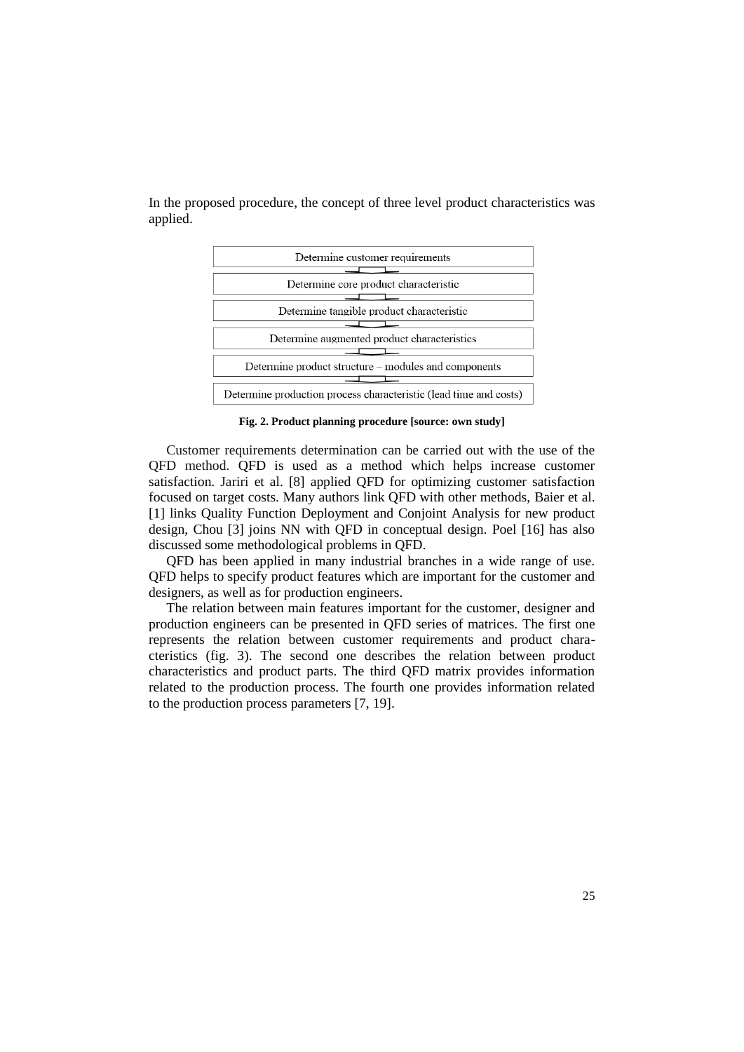In the proposed procedure, the concept of three level product characteristics was applied.

Determine customer requirements

↓

Determine core product characteristic

↓

Determine tangible product characteristic

↓

Determine augmented product characteristics

↓

Determine product structure – modules and components

↓

Determine production process characteristic (lead time and costs)

**Fig. 2. Product planning procedure [source: own study]**

Customer requirements determination can be carried out with the use of the QFD method. QFD is used as a method which helps increase customer satisfaction. Jariri et al. [8] applied QFD for optimizing customer satisfaction focused on target costs. Many authors link QFD with other methods, Baier et al. [1] links Quality Function Deployment and Conjoint Analysis for new product design, Chou [3] joins NN with QFD in conceptual design. Poel [16] has also discussed some methodological problems in QFD.

QFD has been applied in many industrial branches in a wide range of use. QFD helps to specify product features which are important for the customer and designers, as well as for production engineers.

The relation between main features important for the customer, designer and production engineers can be presented in QFD series of matrices. The first one represents the relation between customer requirements and product characteristics (fig. 3). The second one describes the relation between product characteristics and product parts. The third QFD matrix provides information related to the production process. The fourth one provides information related to the production process parameters [7, 19].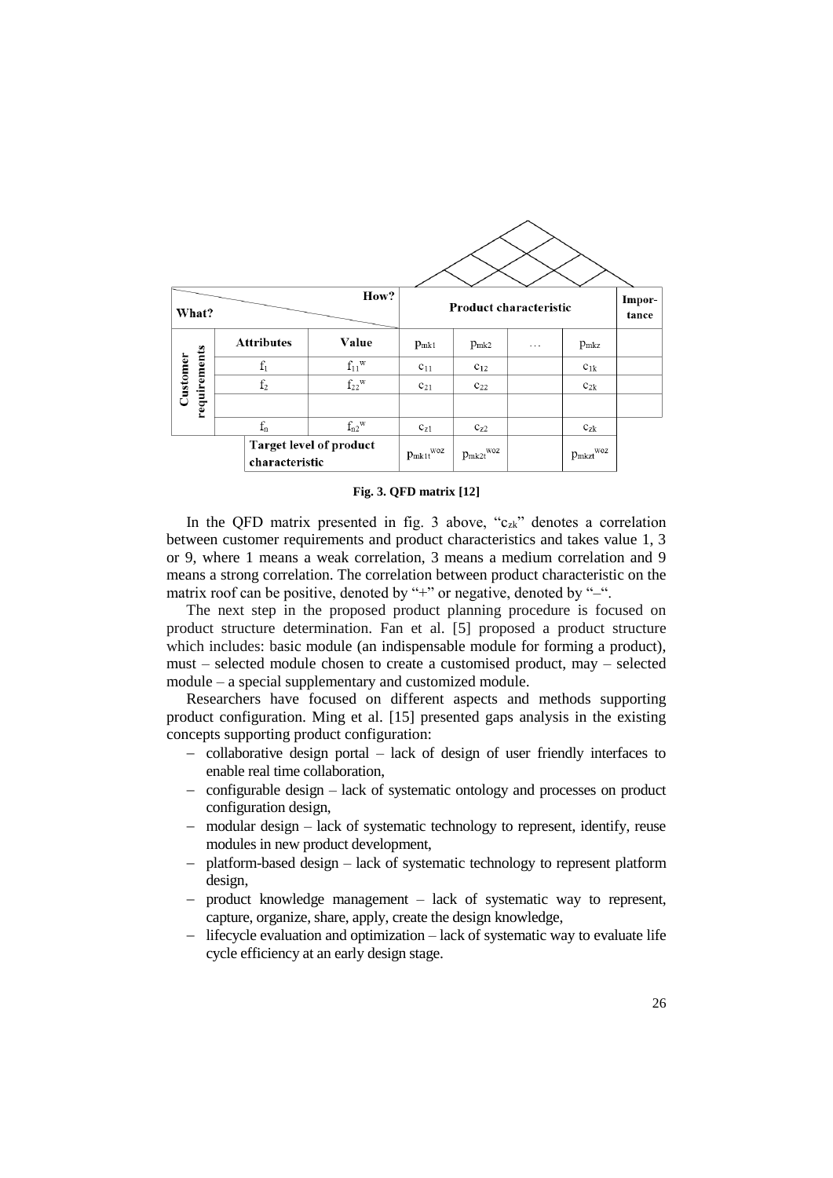| What? \ How? | | | Product characteristic | | | | Impor-tance |
|---|---|---|---|---|---|---|---|
| | Attributes | Value | $p_{mk1}$ | $p_{mk2}$ | … | $p_{mkz}$ | |
| Customer requirements | $f_1$ | $f_{11}{}^{w}$ | $c_{11}$ | $c_{12}$ | | $c_{1k}$ | |
| | $f_2$ | $f_{22}{}^{w}$ | $c_{21}$ | $c_{22}$ | | $c_{2k}$ | |
| | | | | | | | |
| | $f_n$ | $f_{n2}{}^{w}$ | $c_{z1}$ | $c_{z2}$ | | $c_{zk}$ | |
| | Target level of product characteristic | | $p_{mk1t}{}^{woz}$ | $p_{mk2t}{}^{woz}$ | | $p_{mkzt}{}^{woz}$ | |

**Fig. 3. QFD matrix [12]**

In the QFD matrix presented in fig. 3 above, "$c_{zk}$" denotes a correlation between customer requirements and product characteristics and takes value 1, 3 or 9, where 1 means a weak correlation, 3 means a medium correlation and 9 means a strong correlation. The correlation between product characteristic on the matrix roof can be positive, denoted by "+" or negative, denoted by "–".

The next step in the proposed product planning procedure is focused on product structure determination. Fan et al. [5] proposed a product structure which includes: basic module (an indispensable module for forming a product), must – selected module chosen to create a customised product, may – selected module – a special supplementary and customized module.

Researchers have focused on different aspects and methods supporting product configuration. Ming et al. [15] presented gaps analysis in the existing concepts supporting product configuration:

- collaborative design portal – lack of design of user friendly interfaces to enable real time collaboration,
- configurable design – lack of systematic ontology and processes on product configuration design,
- modular design – lack of systematic technology to represent, identify, reuse modules in new product development,
- platform-based design – lack of systematic technology to represent platform design,
- product knowledge management – lack of systematic way to represent, capture, organize, share, apply, create the design knowledge,
- lifecycle evaluation and optimization – lack of systematic way to evaluate life cycle efficiency at an early design stage.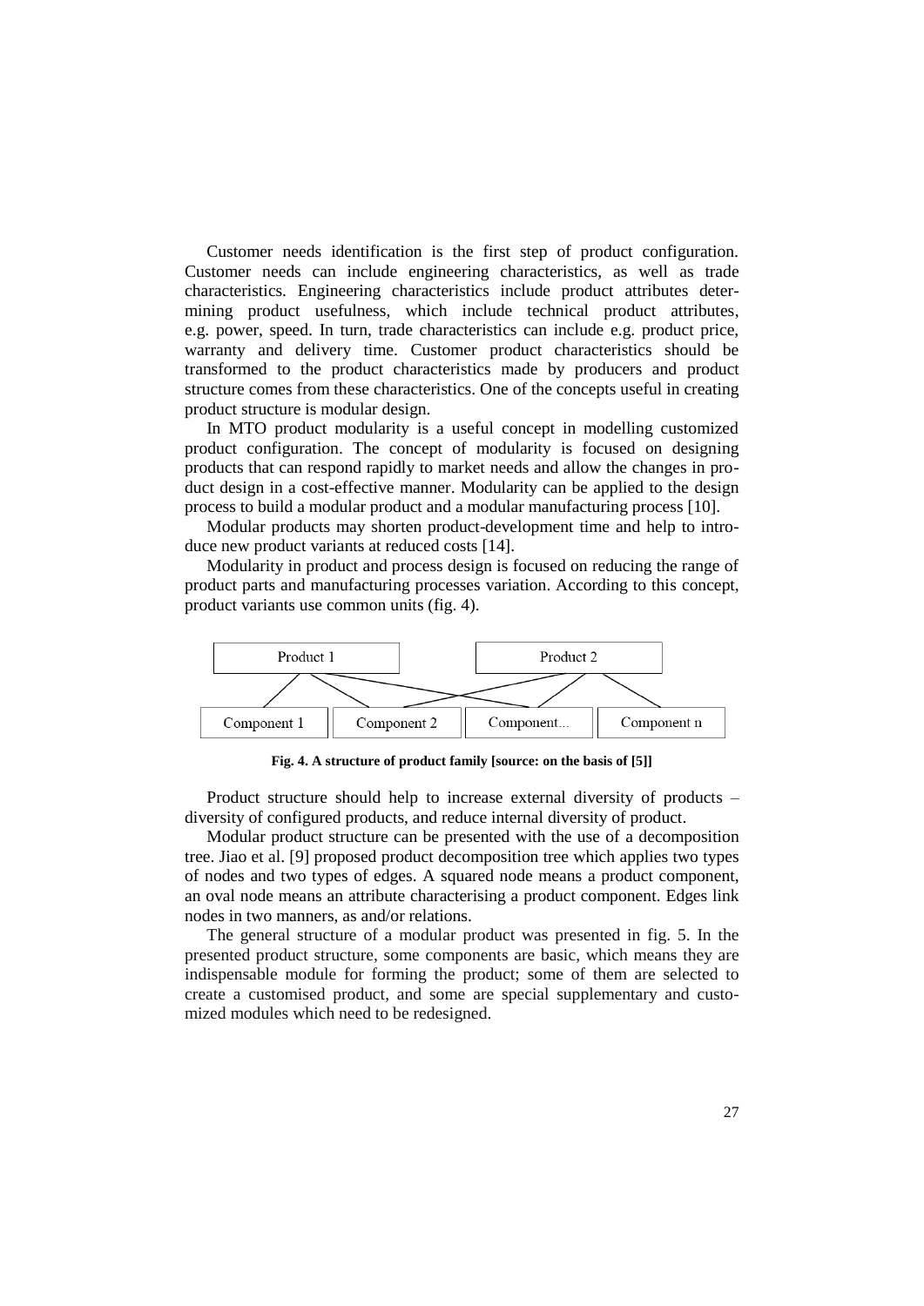Customer needs identification is the first step of product configuration. Customer needs can include engineering characteristics, as well as trade characteristics. Engineering characteristics include product attributes determining product usefulness, which include technical product attributes, e.g. power, speed. In turn, trade characteristics can include e.g. product price, warranty and delivery time. Customer product characteristics should be transformed to the product characteristics made by producers and product structure comes from these characteristics. One of the concepts useful in creating product structure is modular design.

In MTO product modularity is a useful concept in modelling customized product configuration. The concept of modularity is focused on designing products that can respond rapidly to market needs and allow the changes in product design in a cost-effective manner. Modularity can be applied to the design process to build a modular product and a modular manufacturing process [10].

Modular products may shorten product-development time and help to introduce new product variants at reduced costs [14].

Modularity in product and process design is focused on reducing the range of product parts and manufacturing processes variation. According to this concept, product variants use common units (fig. 4).

Product 1 | Product 2

Component 1 | Component 2 | Component... | Component n

**Fig. 4. A structure of product family [source: on the basis of [5]]**

Product structure should help to increase external diversity of products – diversity of configured products, and reduce internal diversity of product.

Modular product structure can be presented with the use of a decomposition tree. Jiao et al. [9] proposed product decomposition tree which applies two types of nodes and two types of edges. A squared node means a product component, an oval node means an attribute characterising a product component. Edges link nodes in two manners, as and/or relations.

The general structure of a modular product was presented in fig. 5. In the presented product structure, some components are basic, which means they are indispensable module for forming the product; some of them are selected to create a customised product, and some are special supplementary and customized modules which need to be redesigned.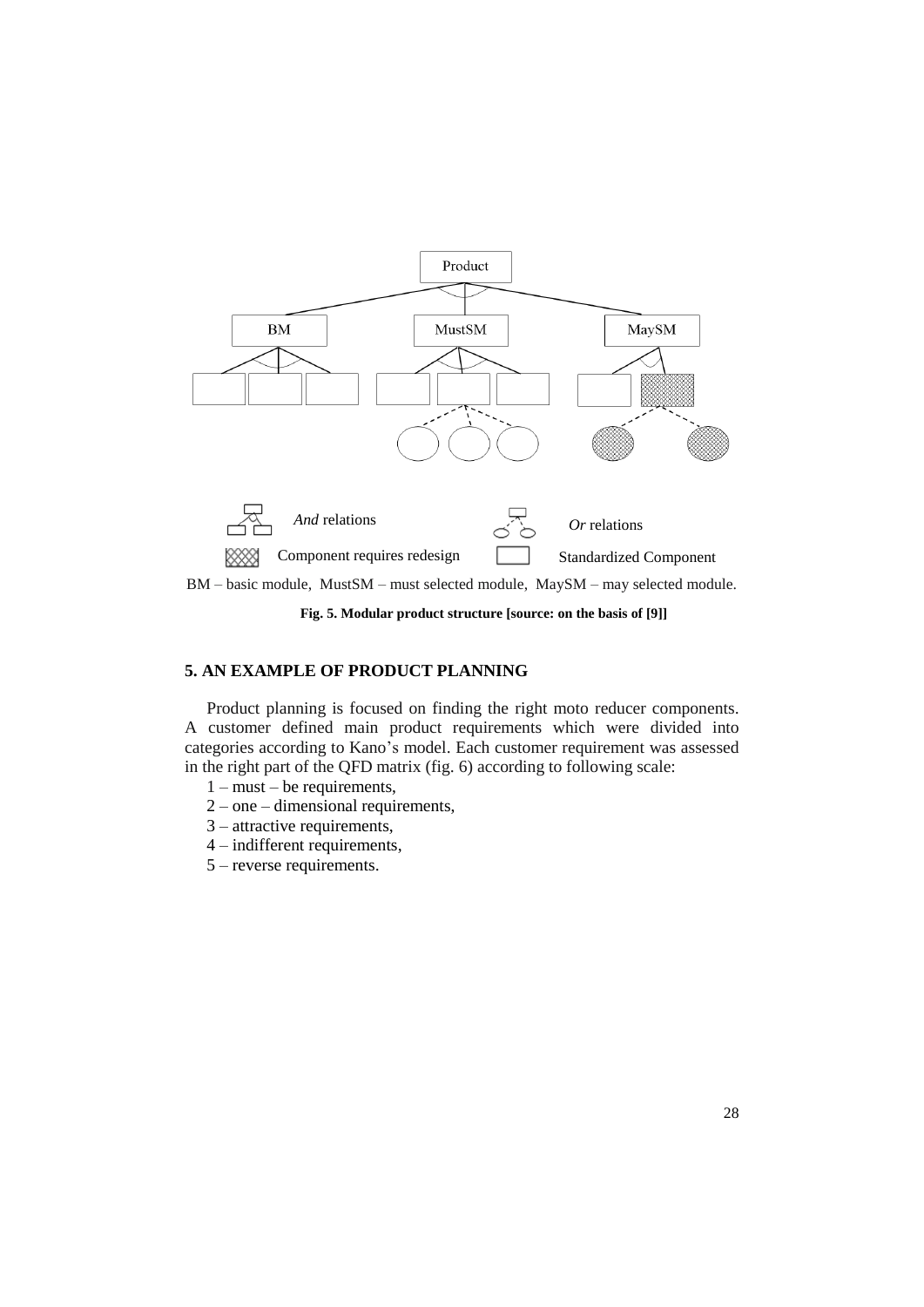BM – basic module, MustSM – must selected module, MaySM – may selected module.

**Fig. 5. Modular product structure [source: on the basis of [9]]**

## 5. AN EXAMPLE OF PRODUCT PLANNING

Product planning is focused on finding the right moto reducer components. A customer defined main product requirements which were divided into categories according to Kano's model. Each customer requirement was assessed in the right part of the QFD matrix (fig. 6) according to following scale:

1 – must – be requirements,
2 – one – dimensional requirements,
3 – attractive requirements,
4 – indifferent requirements,
5 – reverse requirements.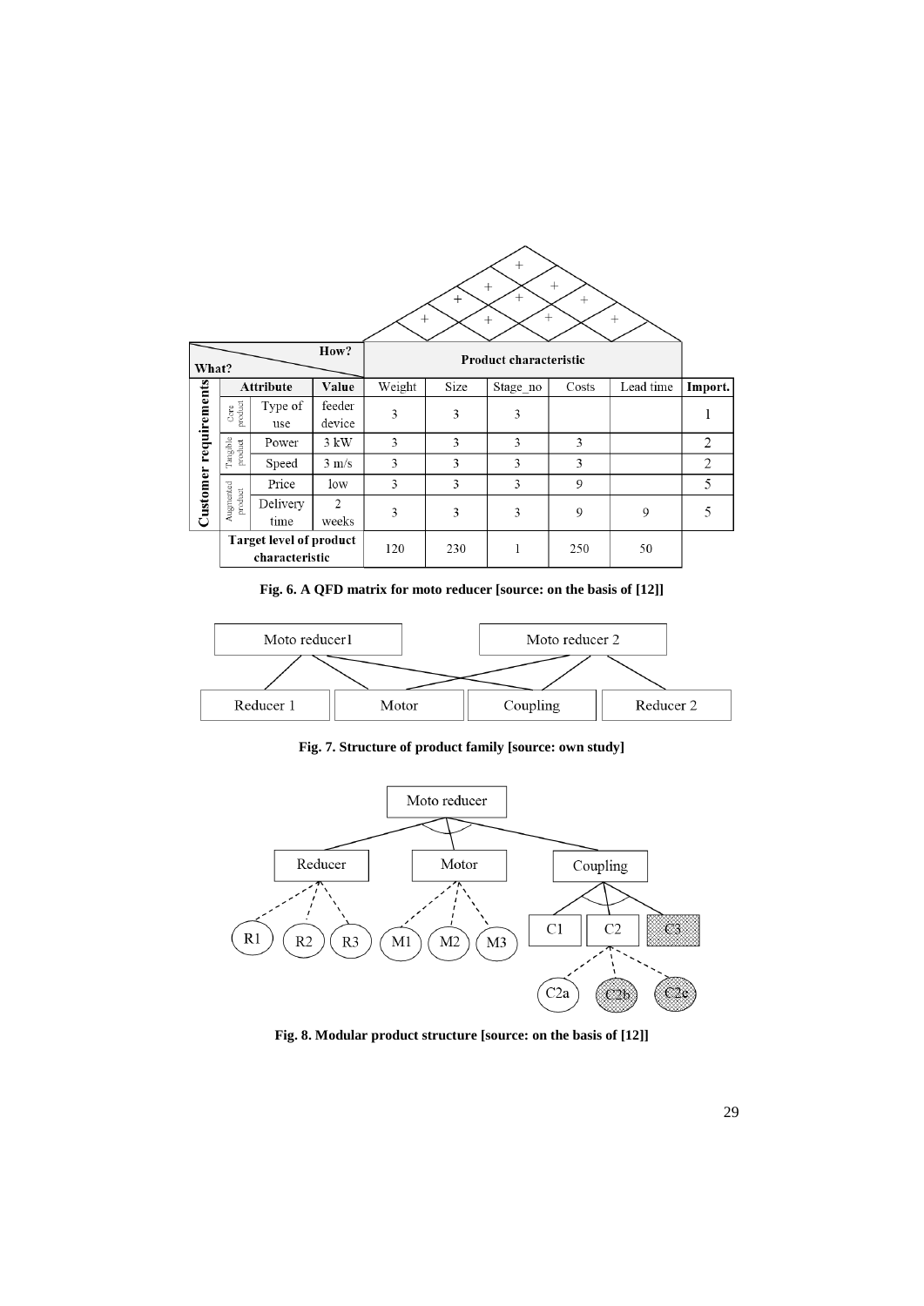|  | What? / How? |  | Product characteristic |  |  |  |  |  |
|---|---|---|---|---|---|---|---|---|
|  | Attribute |  | Value | Weight | Size | Stage_no | Costs | Lead time | Import. |
| Customer requirements | Core product | Type of use | feeder device | 3 | 3 | 3 |  |  | 1 |
|  | Tangible product | Power | 3 kW | 3 | 3 | 3 | 3 |  | 2 |
|  |  | Speed | 3 m/s | 3 | 3 | 3 | 3 |  | 2 |
|  | Augmented product | Price | low | 3 | 3 | 3 | 9 |  | 5 |
|  |  | Delivery time | 2 weeks | 3 | 3 | 3 | 9 | 9 | 5 |
|  | Target level of product characteristic |  |  | 120 | 230 | 1 | 250 | 50 |  |

**Fig. 6. A QFD matrix for moto reducer [source: on the basis of [12]]**

**Fig. 7. Structure of product family [source: own study]**

**Fig. 8. Modular product structure [source: on the basis of [12]]**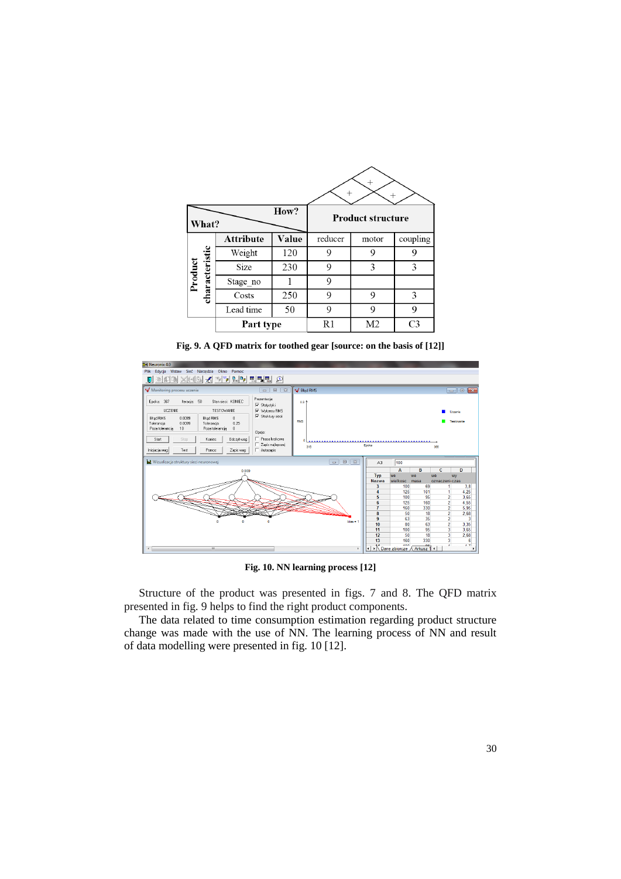| What? / How? | | | Product structure | | |
|---|---|---|---|---|---|
| Product characteristic | Attribute | Value | reducer | motor | coupling |
| | Weight | 120 | 9 | 9 | 9 |
| | Size | 230 | 9 | 3 | 3 |
| | Stage_no | 1 | 9 | | |
| | Costs | 250 | 9 | 9 | 3 |
| | Lead time | 50 | 9 | 9 | 9 |
| | Part type | | R1 | M2 | C3 |

**Fig. 9. A QFD matrix for toothed gear [source: on the basis of [12]]**

**Fig. 10. NN learning process [12]**

Structure of the product was presented in figs. 7 and 8. The QFD matrix presented in fig. 9 helps to find the right product components.

The data related to time consumption estimation regarding product structure change was made with the use of NN. The learning process of NN and result of data modelling were presented in fig. 10 [12].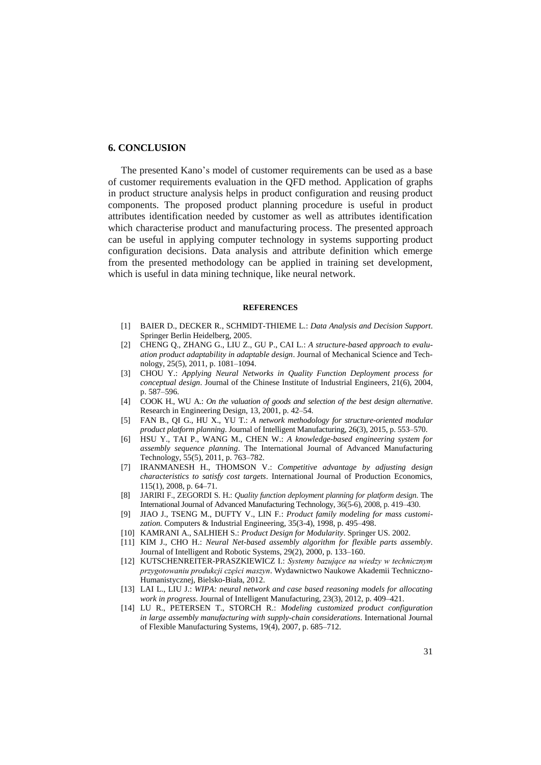## 6. CONCLUSION

The presented Kano's model of customer requirements can be used as a base of customer requirements evaluation in the QFD method. Application of graphs in product structure analysis helps in product configuration and reusing product components. The proposed product planning procedure is useful in product attributes identification needed by customer as well as attributes identification which characterise product and manufacturing process. The presented approach can be useful in applying computer technology in systems supporting product configuration decisions. Data analysis and attribute definition which emerge from the presented methodology can be applied in training set development, which is useful in data mining technique, like neural network.

### REFERENCES

- [1] BAIER D., DECKER R., SCHMIDT-THIEME L.: *Data Analysis and Decision Support*. Springer Berlin Heidelberg, 2005.
- [2] CHENG Q., ZHANG G., LIU Z., GU P., CAI L.: *A structure-based approach to evaluation product adaptability in adaptable design*. Journal of Mechanical Science and Technology, 25(5), 2011, p. 1081–1094.
- [3] CHOU Y.: *Applying Neural Networks in Quality Function Deployment process for conceptual design*. Journal of the Chinese Institute of Industrial Engineers, 21(6), 2004, p. 587–596.
- [4] COOK H., WU A.: *On the valuation of goods and selection of the best design alternative*. Research in Engineering Design, 13, 2001, p. 42–54.
- [5] FAN B., QI G., HU X., YU T.: *A network methodology for structure-oriented modular product platform planning*. Journal of Intelligent Manufacturing, 26(3), 2015, p. 553–570.
- [6] HSU Y., TAI P., WANG M., CHEN W.: *A knowledge-based engineering system for assembly sequence planning*. The International Journal of Advanced Manufacturing Technology, 55(5), 2011, p. 763–782.
- [7] IRANMANESH H., THOMSON V.: *Competitive advantage by adjusting design characteristics to satisfy cost targets*. International Journal of Production Economics, 115(1), 2008, p. 64–71.
- [8] JARIRI F., ZEGORDI S. H.: *Quality function deployment planning for platform design*. The International Journal of Advanced Manufacturing Technology, 36(5-6), 2008, p. 419–430.
- [9] JIAO J., TSENG M., DUFTY V., LIN F.: *Product family modeling for mass customization.* Computers & Industrial Engineering, 35(3-4), 1998, p. 495–498.
- [10] KAMRANI A., SALHIEH S.: *Product Design for Modularity*. Springer US. 2002.
- [11] KIM J., CHO H.: *Neural Net-based assembly algorithm for flexible parts assembly*. Journal of Intelligent and Robotic Systems, 29(2), 2000, p. 133–160.
- [12] KUTSCHENREITER-PRASZKIEWICZ I.: *Systemy bazujące na wiedzy w technicznym przygotowaniu produkcji części maszyn*. Wydawnictwo Naukowe Akademii Techniczno-Humanistycznej, Bielsko-Biała, 2012.
- [13] LAI L., LIU J.: *WIPA: neural network and case based reasoning models for allocating work in progress*. Journal of Intelligent Manufacturing, 23(3), 2012, p. 409–421.
- [14] LU R., PETERSEN T., STORCH R.: *Modeling customized product configuration in large assembly manufacturing with supply-chain considerations*. International Journal of Flexible Manufacturing Systems, 19(4), 2007, p. 685–712.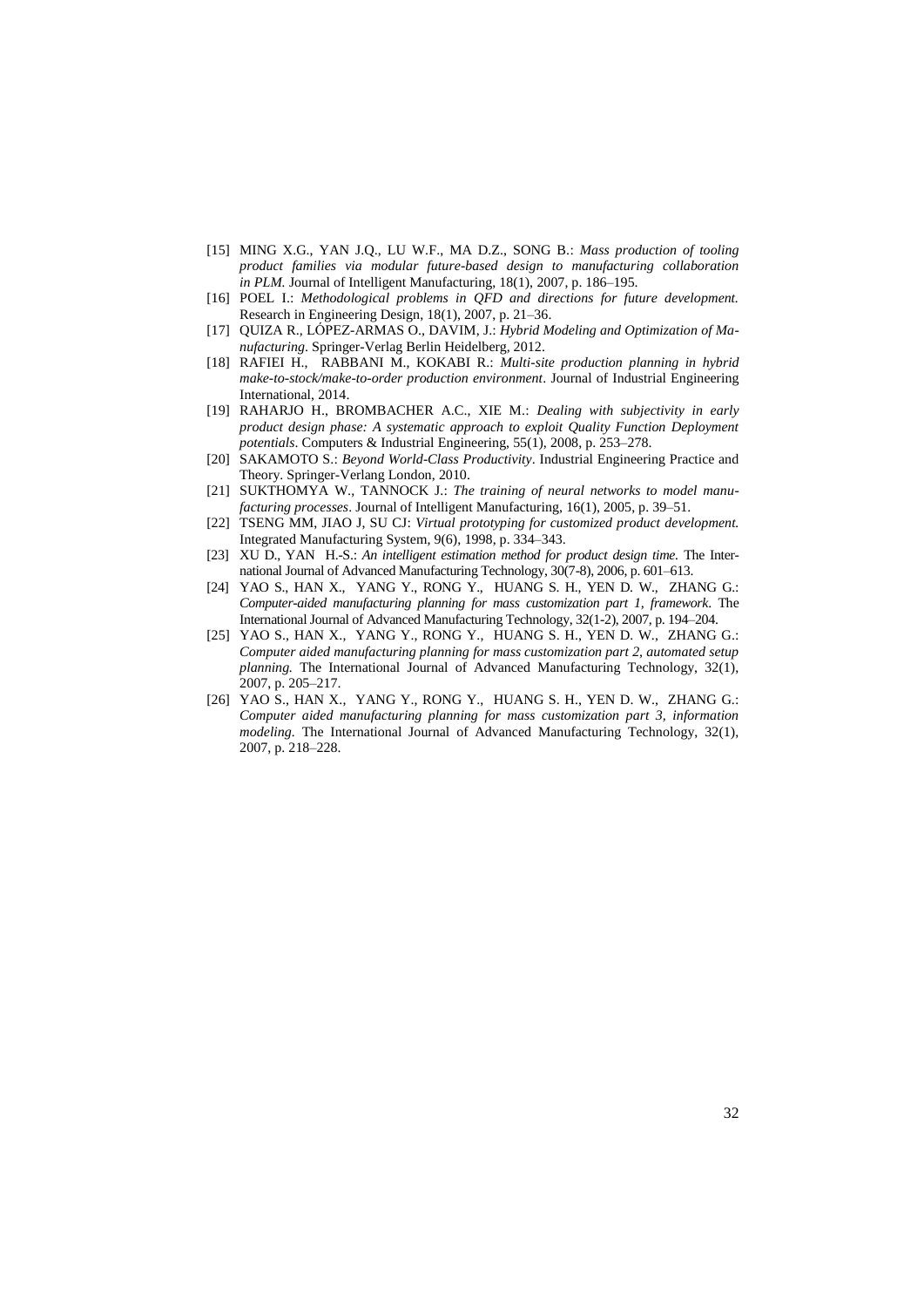[15] MING X.G., YAN J.Q., LU W.F., MA D.Z., SONG B.: *Mass production of tooling product families via modular future-based design to manufacturing collaboration in PLM.* Journal of Intelligent Manufacturing, 18(1), 2007, p. 186–195.

[16] POEL I.: *Methodological problems in QFD and directions for future development.* Research in Engineering Design, 18(1), 2007, p. 21–36.

[17] QUIZA R., LÓPEZ-ARMAS O., DAVIM, J.: *Hybrid Modeling and Optimization of Manufacturing*. Springer-Verlag Berlin Heidelberg, 2012.

[18] RAFIEI H., RABBANI M., KOKABI R.: *Multi-site production planning in hybrid make-to-stock/make-to-order production environment*. Journal of Industrial Engineering International, 2014.

[19] RAHARJO H., BROMBACHER A.C., XIE M.: *Dealing with subjectivity in early product design phase: A systematic approach to exploit Quality Function Deployment potentials*. Computers & Industrial Engineering, 55(1), 2008, p. 253–278.

[20] SAKAMOTO S.: *Beyond World-Class Productivity*. Industrial Engineering Practice and Theory. Springer-Verlang London, 2010.

[21] SUKTHOMYA W., TANNOCK J.: *The training of neural networks to model manufacturing processes*. Journal of Intelligent Manufacturing, 16(1), 2005, p. 39–51.

[22] TSENG MM, JIAO J, SU CJ: *Virtual prototyping for customized product development.* Integrated Manufacturing System, 9(6), 1998, p. 334–343.

[23] XU D., YAN H.-S.: *An intelligent estimation method for product design time.* The International Journal of Advanced Manufacturing Technology, 30(7-8), 2006, p. 601–613.

[24] YAO S., HAN X., YANG Y., RONG Y., HUANG S. H., YEN D. W., ZHANG G.: *Computer-aided manufacturing planning for mass customization part 1, framework*. The International Journal of Advanced Manufacturing Technology, 32(1-2), 2007, p. 194–204.

[25] YAO S., HAN X., YANG Y., RONG Y., HUANG S. H., YEN D. W., ZHANG G.: *Computer aided manufacturing planning for mass customization part 2, automated setup planning.* The International Journal of Advanced Manufacturing Technology, 32(1), 2007, p. 205–217.

[26] YAO S., HAN X., YANG Y., RONG Y., HUANG S. H., YEN D. W., ZHANG G.: *Computer aided manufacturing planning for mass customization part 3, information modeling.* The International Journal of Advanced Manufacturing Technology, 32(1), 2007, p. 218–228.